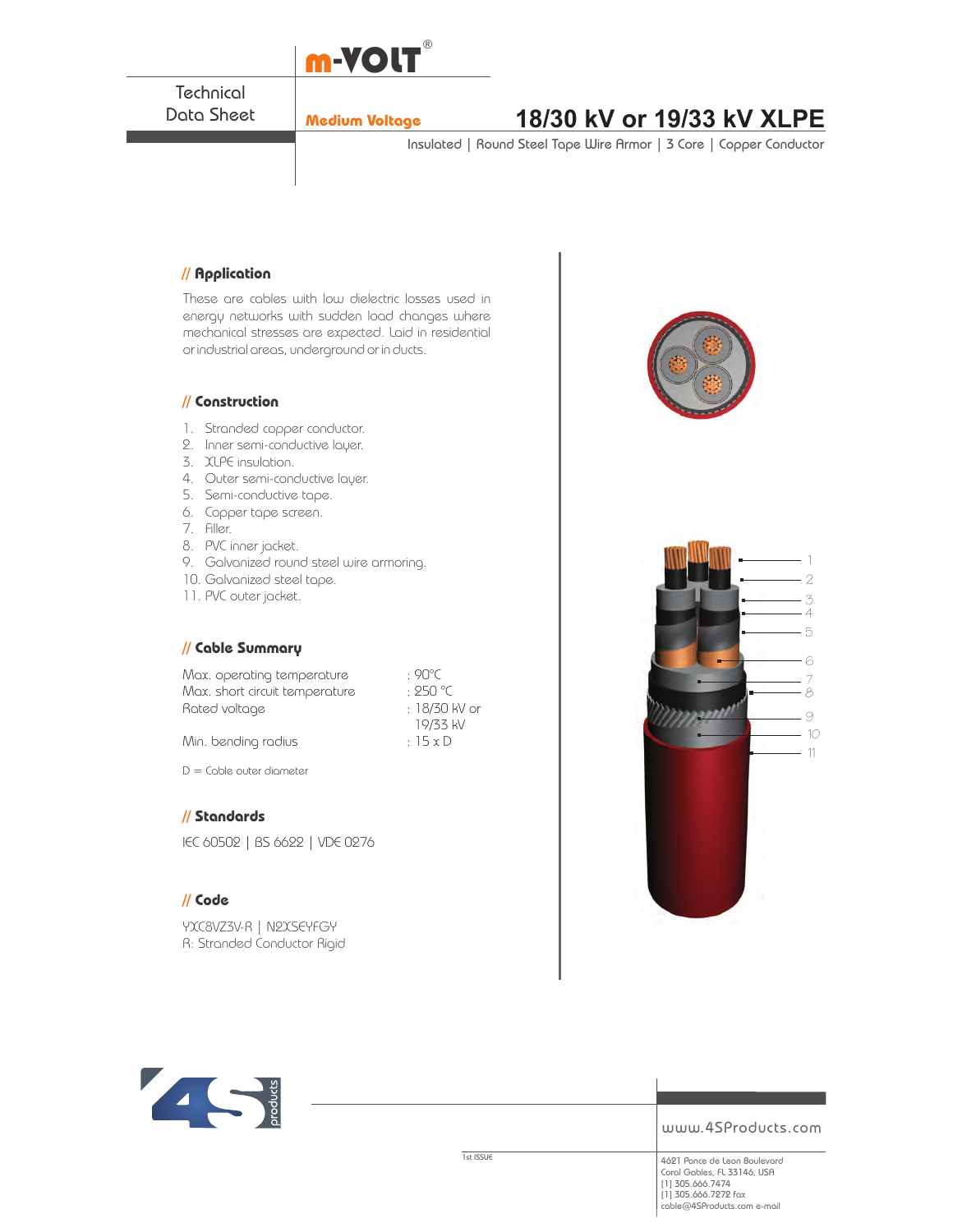m-VOLT®

Technical Data Sheet

Medium Voltage

# 18/30 kV or 19/33 kV XLPE

Insulated | Round Steel Tape Wire Armor | 3 Core | Copper Conductor

## // Application

These are cables with low dielectric losses used in energy networks with sudden load changes where mechanical stresses are expected. Laid in residential or industrial areas, underground or in ducts.

## // Construction

1. Stranded copper conductor.
2. Inner semi-conductive layer.
3. XLPE insulation.
4. Outer semi-conductive layer.
5. Semi-conductive tape.
6. Copper tape screen.
7. Filler.
8. PVC inner jacket.
9. Galvanized round steel wire armoring.
10. Galvanized steel tape.
11. PVC outer jacket.

## // Cable Summary

| | |
|---|---|
| Max. operating temperature | : 90°C |
| Max. short circuit temperature | : 250 °C |
| Rated voltage | : 18/30 kV or 19/33 kV |
| Min. bending radius | : 15 x D |

D = Cable outer diameter

## // Standards

IEC 60502 | BS 6622 | VDE 0276

## // Code

YXC8VZ3V-R | N2XSEYFGY
R: Stranded Conductor Rigid

1st ISSUE

www.4SProducts.com

4621 Ponce de Leon Boulevard
Coral Gables, FL 33146, USA
[1] 305.666.7474
[1] 305.666.7272 fax
cable@4SProducts.com e-mail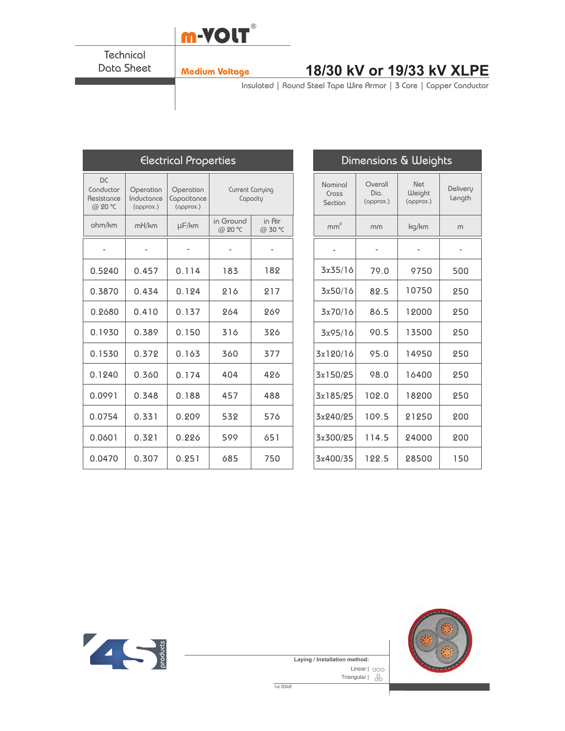Technical Data Sheet

m-VOLT®

**Medium Voltage**

# 18/30 kV or 19/33 kV XLPE

Insulated | Round Steel Tape Wire Armor | 3 Core | Copper Conductor

## Electrical Properties

| DC Conductor Resistance @ 20 °C | Operation Inductance (approx.) | Operation Capacitance (approx.) | Current Carrying Capacity | |
|---|---|---|---|---|
| ohm/km | mH/km | µF/km | in Ground @ 20 °C | in Air @ 30 °C |
| - | - | - | - | - |
| 0.5240 | 0.457 | 0.114 | 183 | 182 |
| 0.3870 | 0.434 | 0.124 | 216 | 217 |
| 0.2680 | 0.410 | 0.137 | 264 | 269 |
| 0.1930 | 0.389 | 0.150 | 316 | 326 |
| 0.1530 | 0.372 | 0.163 | 360 | 377 |
| 0.1240 | 0.360 | 0.174 | 404 | 426 |
| 0.0991 | 0.348 | 0.188 | 457 | 488 |
| 0.0754 | 0.331 | 0.209 | 532 | 576 |
| 0.0601 | 0.321 | 0.226 | 599 | 651 |
| 0.0470 | 0.307 | 0.251 | 685 | 750 |

## Dimensions & Weights

| Nominal Cross Section | Overall Dia. (approx.) | Net Weight (approx.) | Delivery Length |
|---|---|---|---|
| $mm^2$ | mm | kg/km | m |
| - | - | - | - |
| 3x35/16 | 79.0 | 9750 | 500 |
| 3x50/16 | 82.5 | 10750 | 250 |
| 3x70/16 | 86.5 | 12000 | 250 |
| 3x95/16 | 90.5 | 13500 | 250 |
| 3x120/16 | 95.0 | 14950 | 250 |
| 3x150/25 | 98.0 | 16400 | 250 |
| 3x185/25 | 102.0 | 18200 | 250 |
| 3x240/25 | 109.5 | 21250 | 200 |
| 3x300/25 | 114.5 | 24000 | 200 |
| 3x400/35 | 122.5 | 28500 | 150 |

4S products

**Laying / Installation method:**

Linear | ○○○

Triangular | ⁂

1st ISSUE